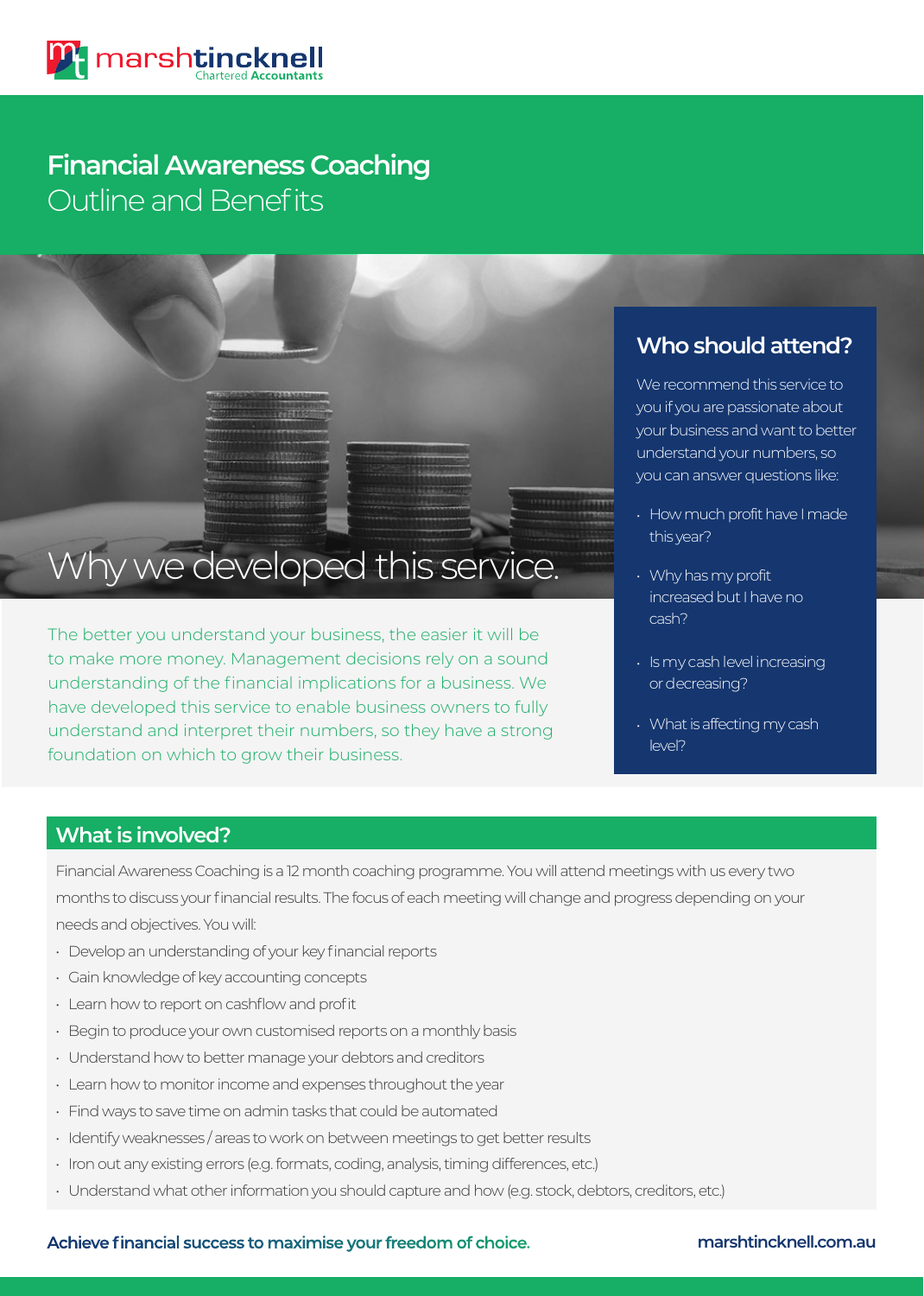marshtincknell
Chartered Accountants

# Financial Awareness Coaching
Outline and Benefits

## Why we developed this service.

The better you understand your business, the easier it will be to make more money. Management decisions rely on a sound understanding of the financial implications for a business. We have developed this service to enable business owners to fully understand and interpret their numbers, so they have a strong foundation on which to grow their business.

## Who should attend?

We recommend this service to you if you are passionate about your business and want to better understand your numbers, so you can answer questions like:

- How much profit have I made this year?
- Why has my profit increased but I have no cash?
- Is my cash level increasing or decreasing?
- What is affecting my cash level?

## What is involved?

Financial Awareness Coaching is a 12 month coaching programme. You will attend meetings with us every two months to discuss your financial results. The focus of each meeting will change and progress depending on your needs and objectives. You will:

- Develop an understanding of your key financial reports
- Gain knowledge of key accounting concepts
- Learn how to report on cashflow and profit
- Begin to produce your own customised reports on a monthly basis
- Understand how to better manage your debtors and creditors
- Learn how to monitor income and expenses throughout the year
- Find ways to save time on admin tasks that could be automated
- Identify weaknesses / areas to work on between meetings to get better results
- Iron out any existing errors (e.g. formats, coding, analysis, timing differences, etc.)
- Understand what other information you should capture and how (e.g. stock, debtors, creditors, etc.)

**Achieve financial success to maximise your freedom of choice.**

**marshtincknell.com.au**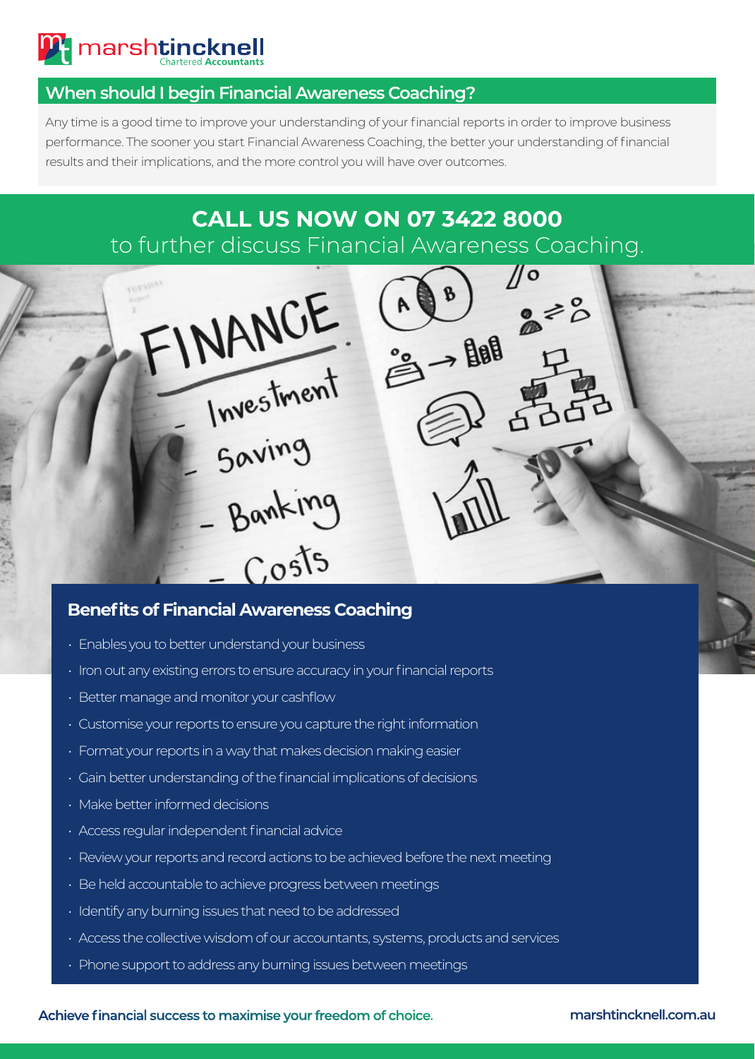## When should I begin Financial Awareness Coaching?

Any time is a good time to improve your understanding of your financial reports in order to improve business performance. The sooner you start Financial Awareness Coaching, the better your understanding of financial results and their implications, and the more control you will have over outcomes.

**CALL US NOW ON 07 3422 8000**

to further discuss Financial Awareness Coaching.

### Benefits of Financial Awareness Coaching

- Enables you to better understand your business
- Iron out any existing errors to ensure accuracy in your financial reports
- Better manage and monitor your cashflow
- Customise your reports to ensure you capture the right information
- Format your reports in a way that makes decision making easier
- Gain better understanding of the financial implications of decisions
- Make better informed decisions
- Access regular independent financial advice
- Review your reports and record actions to be achieved before the next meeting
- Be held accountable to achieve progress between meetings
- Identify any burning issues that need to be addressed
- Access the collective wisdom of our accountants, systems, products and services
- Phone support to address any burning issues between meetings

**Achieve financial success to maximise your freedom of choice.**

**marshtincknell.com.au**